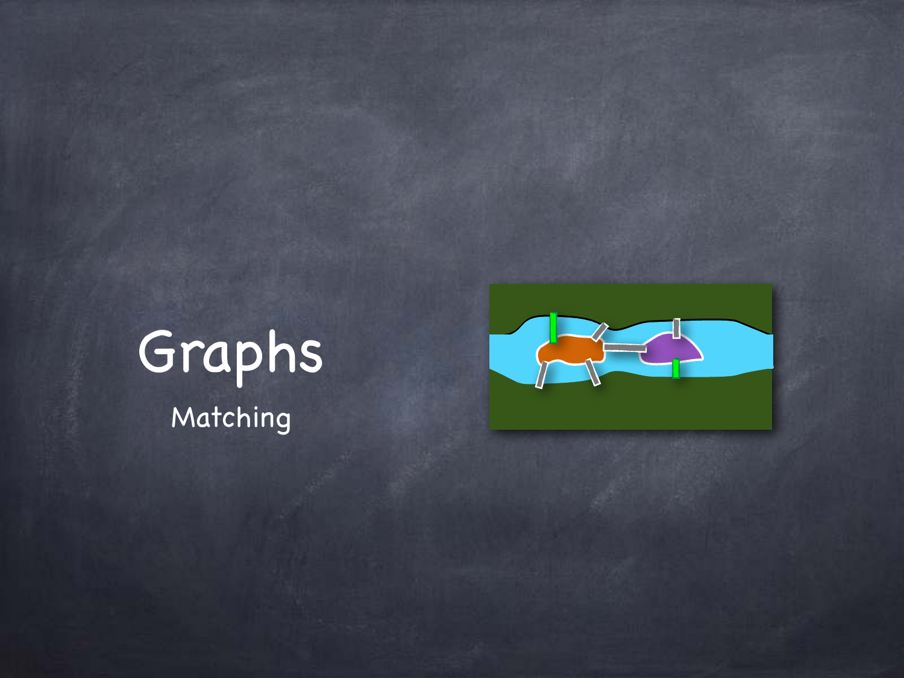# Graphs

## Matching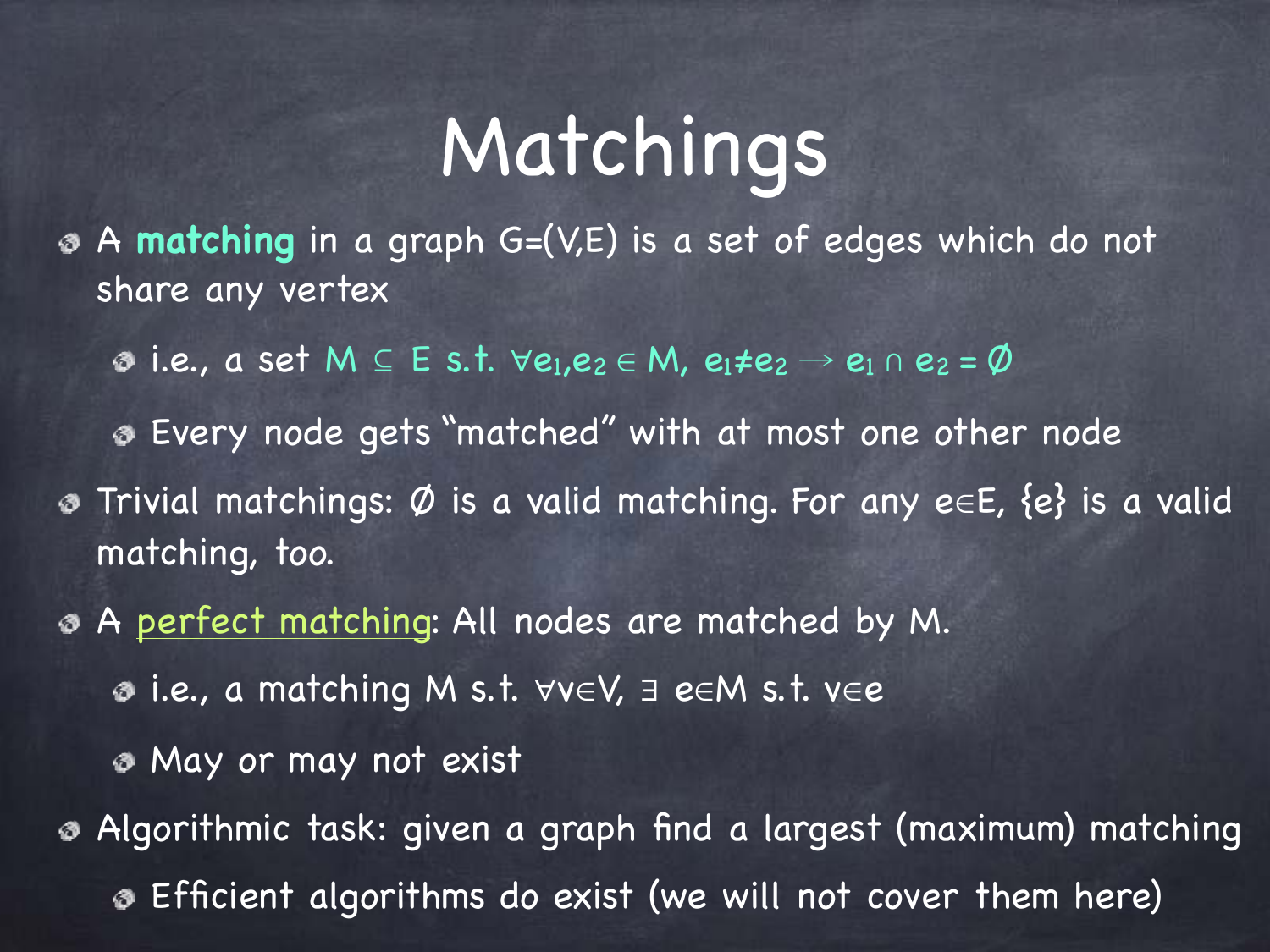# Matchings

- A **matching** in a graph $G=(V,E)$ is a set of edges which do not share any vertex
  - i.e., a set $M \subseteq E$ s.t. $\forall e_1, e_2 \in M$, $e_1 \neq e_2 \rightarrow e_1 \cap e_2 = \emptyset$
  - Every node gets "matched" with at most one other node
- Trivial matchings: $\emptyset$ is a valid matching. For any $e \in E$, $\{e\}$ is a valid matching, too.
- A perfect matching: All nodes are matched by M.
  - i.e., a matching M s.t. $\forall v \in V$, $\exists$ $e \in M$ s.t. $v \in e$
  - May or may not exist
- Algorithmic task: given a graph find a largest (maximum) matching
  - Efficient algorithms do exist (we will not cover them here)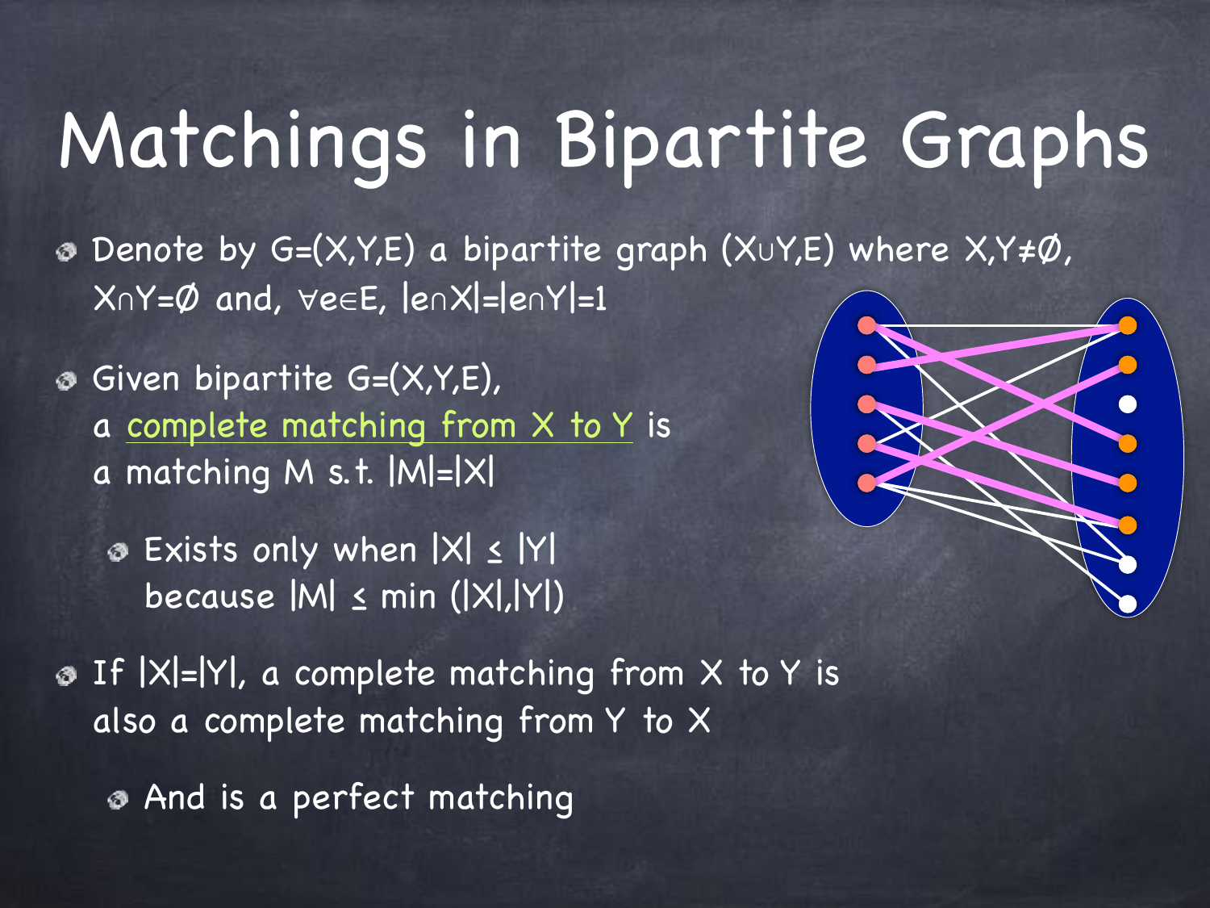# Matchings in Bipartite Graphs

- Denote by $G=(X,Y,E)$ a bipartite graph $(X \cup Y, E)$ where $X,Y \neq \emptyset$, $X \cap Y = \emptyset$ and, $\forall e \in E$, $|e \cap X| = |e \cap Y| = 1$
- Given bipartite $G=(X,Y,E)$, a complete matching from X to Y is a matching M s.t. $|M|=|X|$
  - Exists only when $|X| \leq |Y|$ because $|M| \leq \min(|X|,|Y|)$
- If $|X|=|Y|$, a complete matching from X to Y is also a complete matching from Y to X
  - And is a perfect matching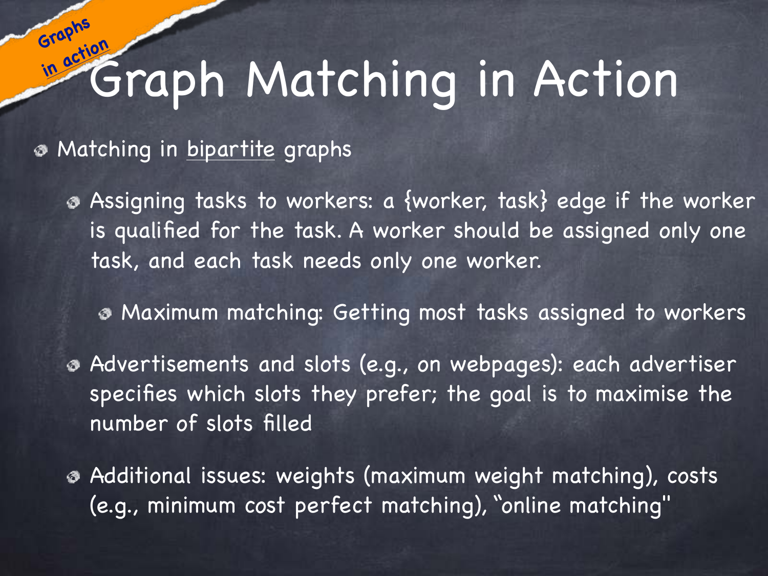Graphs in action

# Graph Matching in Action

- Matching in bipartite graphs
  - Assigning tasks to workers: a {worker, task} edge if the worker is qualified for the task. A worker should be assigned only one task, and each task needs only one worker.
    - Maximum matching: Getting most tasks assigned to workers
  - Advertisements and slots (e.g., on webpages): each advertiser specifies which slots they prefer; the goal is to maximise the number of slots filled
  - Additional issues: weights (maximum weight matching), costs (e.g., minimum cost perfect matching), "online matching"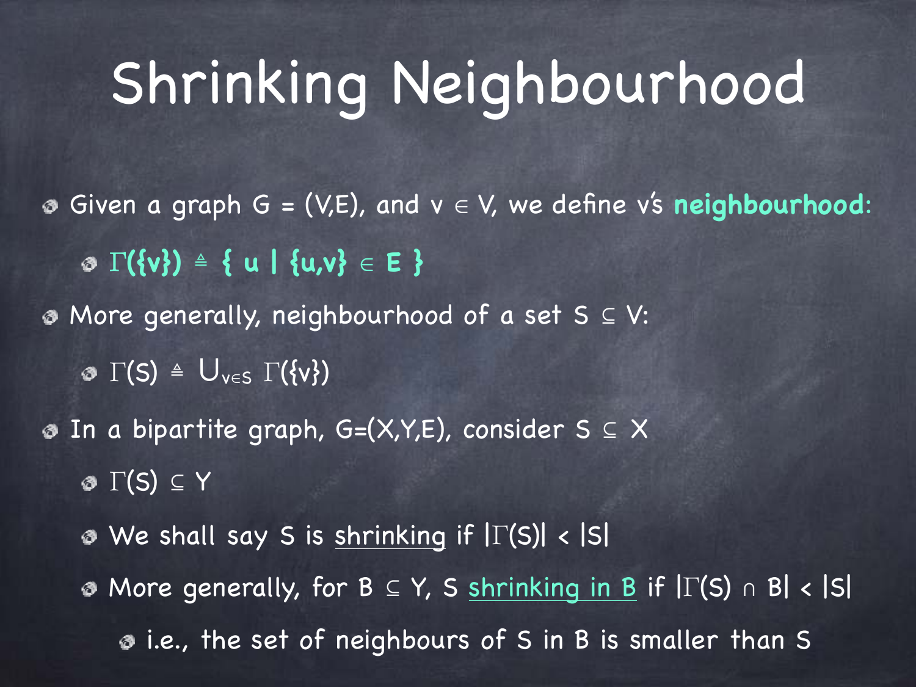# Shrinking Neighbourhood

- Given a graph $G = (V,E)$, and $v \in V$, we define v's **neighbourhood**:
  - $\Gamma(\{v\}) \triangleq \{ u \mid \{u,v\} \in E \}$
- More generally, neighbourhood of a set $S \subseteq V$:
  - $\Gamma(S) \triangleq \bigcup_{v \in S} \Gamma(\{v\})$
- In a bipartite graph, $G=(X,Y,E)$, consider $S \subseteq X$
  - $\Gamma(S) \subseteq Y$
  - We shall say S is shrinking if $|\Gamma(S)| < |S|$
  - More generally, for $B \subseteq Y$, S shrinking in B if $|\Gamma(S) \cap B| < |S|$
    - i.e., the set of neighbours of S in B is smaller than S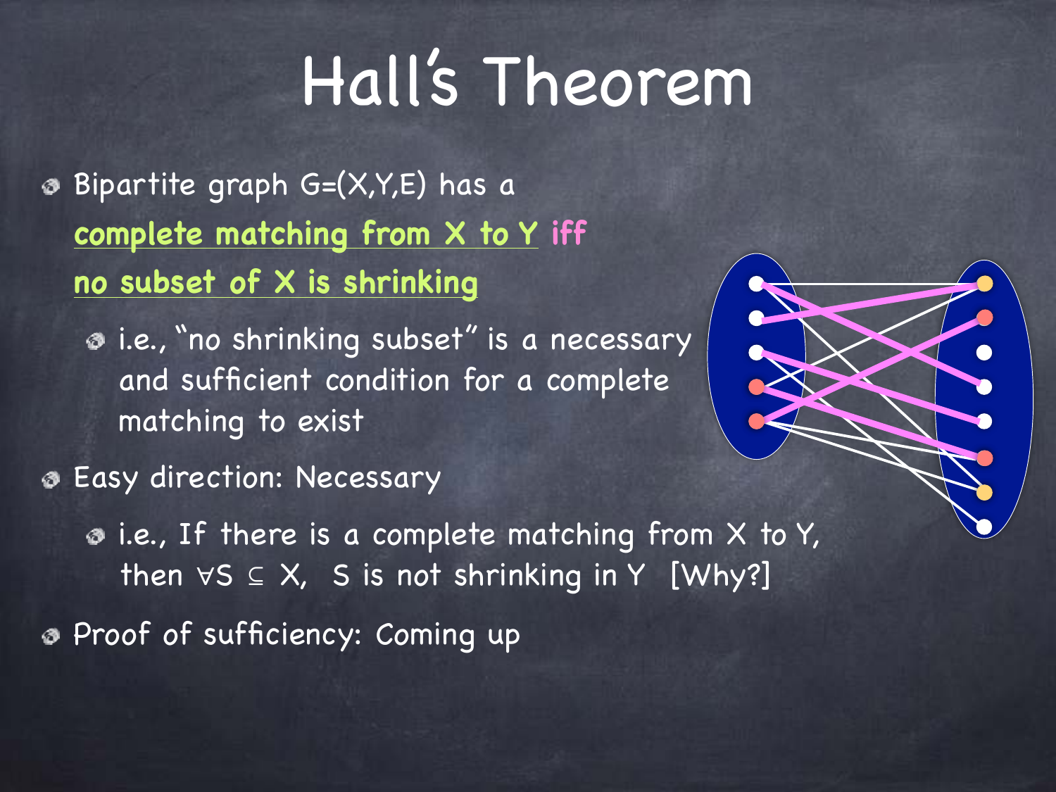# Hall's Theorem

- Bipartite graph $G=(X,Y,E)$ has a **complete matching from X to Y** **iff** **no subset of X is shrinking**
  - i.e., "no shrinking subset" is a necessary and sufficient condition for a complete matching to exist
- Easy direction: Necessary
  - i.e., If there is a complete matching from X to Y, then $\forall S \subseteq X$, S is not shrinking in Y [Why?]
- Proof of sufficiency: Coming up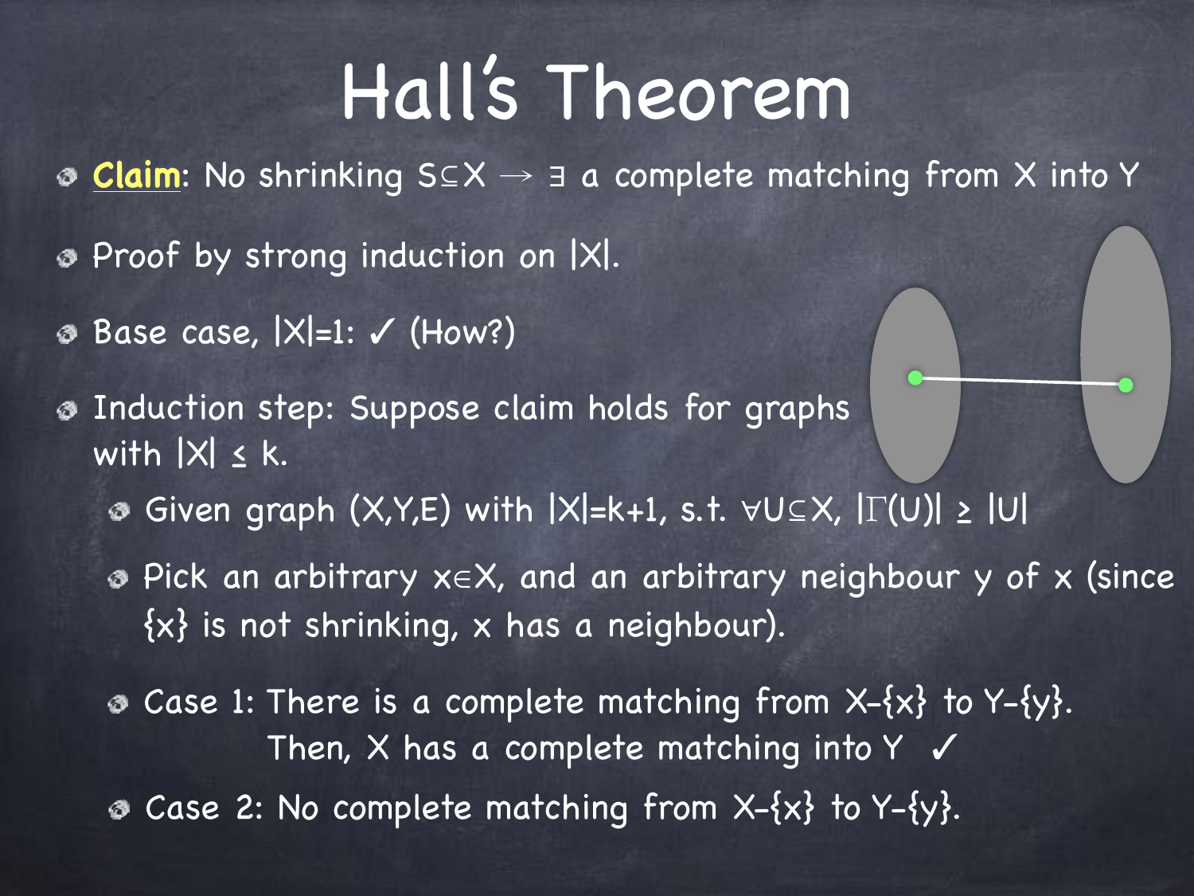# Hall's Theorem

- **Claim**: No shrinking $S \subseteq X \rightarrow \exists$ a complete matching from X into Y
- Proof by strong induction on $|X|$.
- Base case, $|X|=1$: ✓ (How?)
- Induction step: Suppose claim holds for graphs with $|X| \leq k$.
  - Given graph (X,Y,E) with $|X|=k+1$, s.t. $\forall U \subseteq X$, $|\Gamma(U)| \geq |U|$
  - Pick an arbitrary $x \in X$, and an arbitrary neighbour y of x (since $\{x\}$ is not shrinking, x has a neighbour).
  - Case 1: There is a complete matching from $X - \{x\}$ to $Y - \{y\}$. Then, X has a complete matching into Y ✓
  - Case 2: No complete matching from $X - \{x\}$ to $Y - \{y\}$.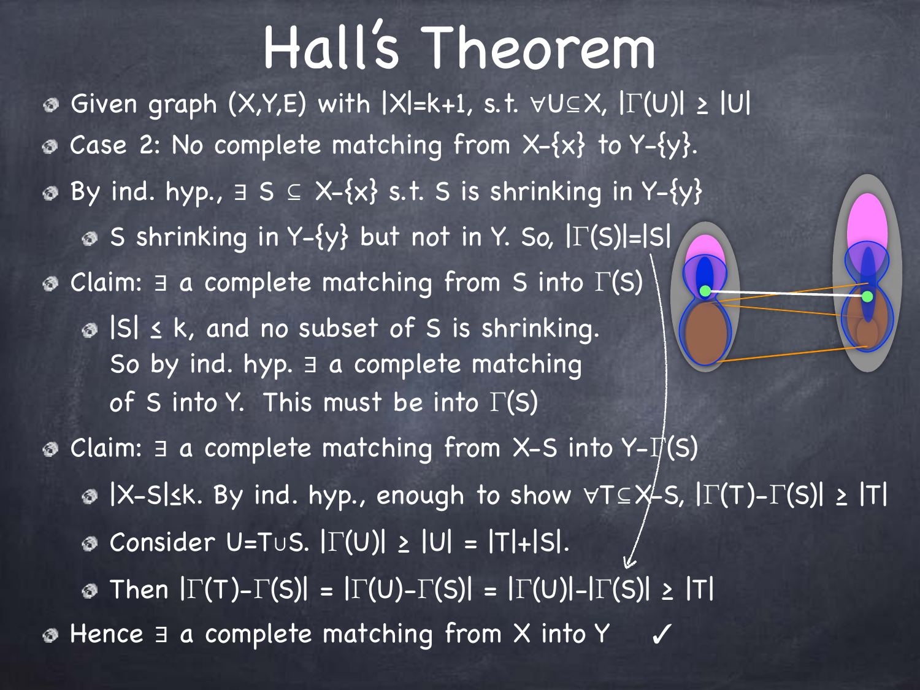# Hall's Theorem

- Given graph $(X,Y,E)$ with $|X|=k+1$, s.t. $\forall U \subseteq X$, $|\Gamma(U)| \geq |U|$
- Case 2: No complete matching from $X-\{x\}$ to $Y-\{y\}$.
- By ind. hyp., $\exists$ $S \subseteq X-\{x\}$ s.t. $S$ is shrinking in $Y-\{y\}$
  - $S$ shrinking in $Y-\{y\}$ but not in $Y$. So, $|\Gamma(S)|=|S|$
- Claim: $\exists$ a complete matching from $S$ into $\Gamma(S)$
  - $|S| \leq k$, and no subset of $S$ is shrinking. So by ind. hyp. $\exists$ a complete matching of $S$ into $Y$. This must be into $\Gamma(S)$
- Claim: $\exists$ a complete matching from $X-S$ into $Y-\Gamma(S)$
  - $|X-S| \leq k$. By ind. hyp., enough to show $\forall T \subseteq X-S$, $|\Gamma(T)-\Gamma(S)| \geq |T|$
  - Consider $U=T \cup S$. $|\Gamma(U)| \geq |U| = |T|+|S|$.
  - Then $|\Gamma(T)-\Gamma(S)| = |\Gamma(U)-\Gamma(S)| = |\Gamma(U)|-|\Gamma(S)| \geq |T|$
- Hence $\exists$ a complete matching from $X$ into $Y$ ✓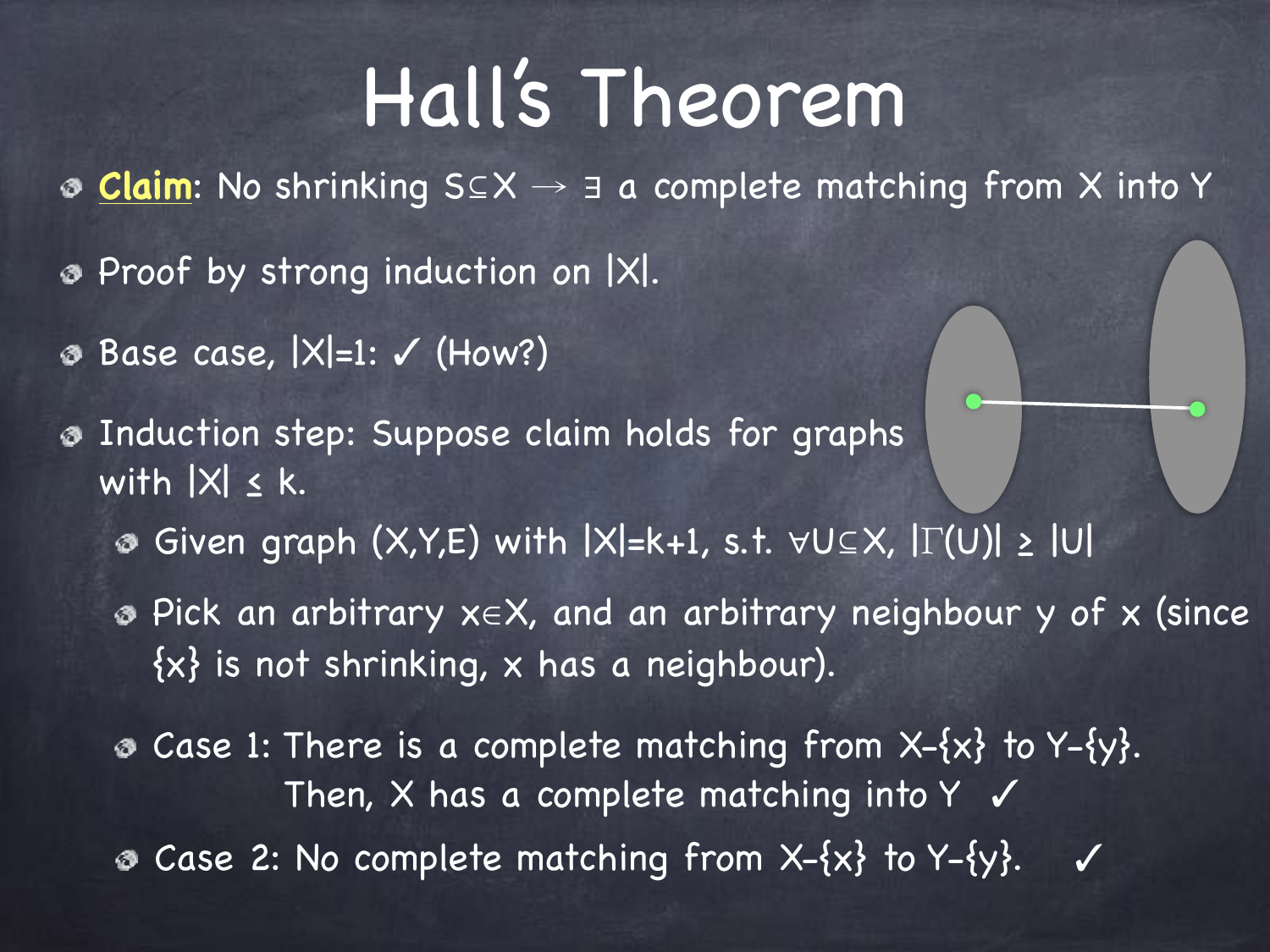# Hall's Theorem

- **Claim**: No shrinking $S \subseteq X \rightarrow \exists$ a complete matching from X into Y
- Proof by strong induction on $|X|$.
- Base case, $|X|=1$: ✓ (How?)
- Induction step: Suppose claim holds for graphs with $|X| \leq k$.
  - Given graph $(X,Y,E)$ with $|X|=k+1$, s.t. $\forall U \subseteq X$, $|\Gamma(U)| \geq |U|$
  - Pick an arbitrary $x \in X$, and an arbitrary neighbour y of x (since $\{x\}$ is not shrinking, x has a neighbour).
  - Case 1: There is a complete matching from $X-\{x\}$ to $Y-\{y\}$.
    Then, X has a complete matching into Y ✓
  - Case 2: No complete matching from $X-\{x\}$ to $Y-\{y\}$. ✓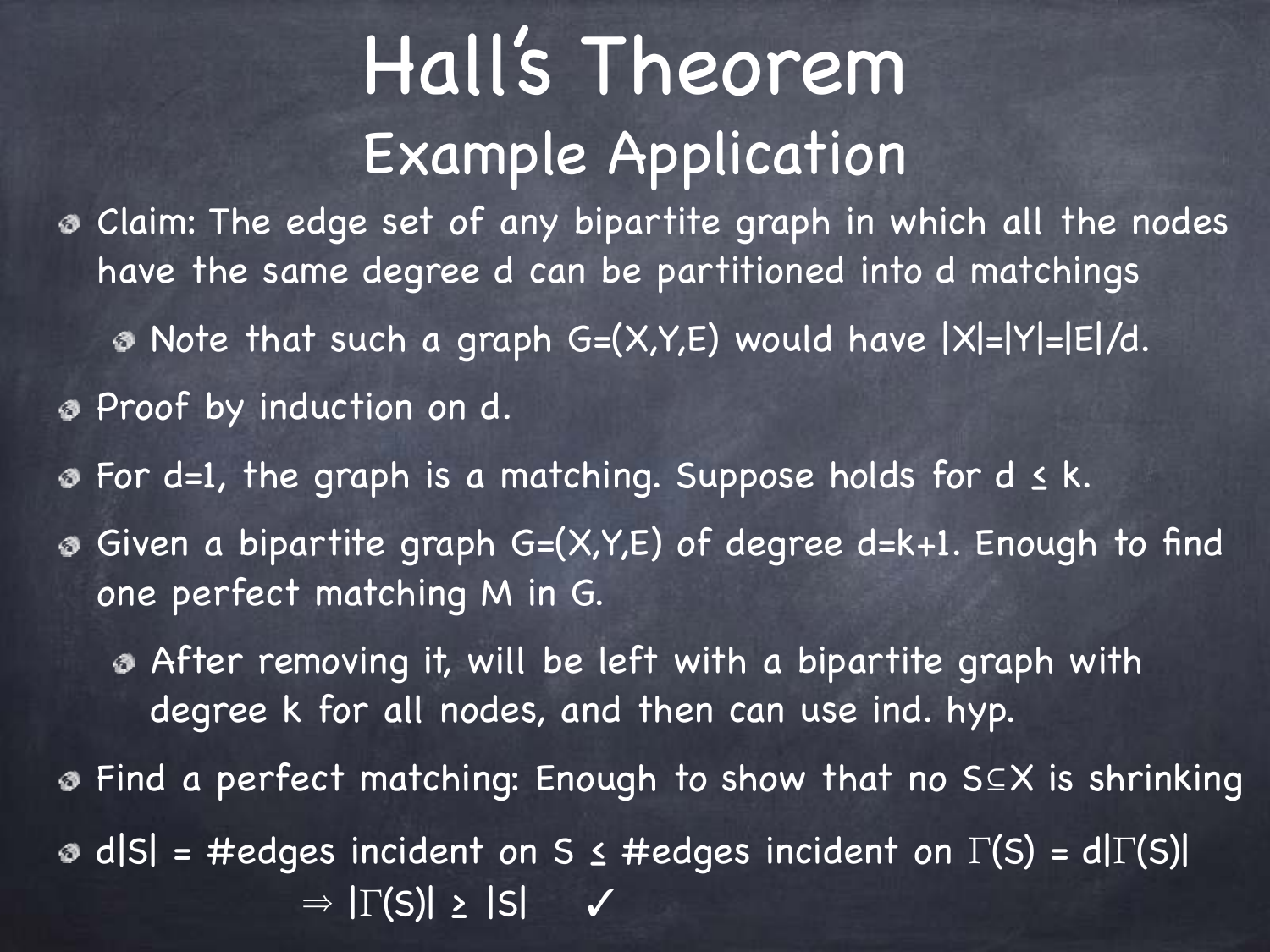# Hall's Theorem

## Example Application

- Claim: The edge set of any bipartite graph in which all the nodes have the same degree d can be partitioned into d matchings
  - Note that such a graph $G=(X,Y,E)$ would have $|X|=|Y|=|E|/d$.
- Proof by induction on d.
- For $d=1$, the graph is a matching. Suppose holds for $d \leq k$.
- Given a bipartite graph $G=(X,Y,E)$ of degree $d=k+1$. Enough to find one perfect matching M in G.
  - After removing it, will be left with a bipartite graph with degree k for all nodes, and then can use ind. hyp.
- Find a perfect matching: Enough to show that no $S \subseteq X$ is shrinking
- $d|S|$ = #edges incident on S ≤ #edges incident on $\Gamma(S)$ = $d|\Gamma(S)|$

  $\Rightarrow |\Gamma(S)| \geq |S|$ ✓